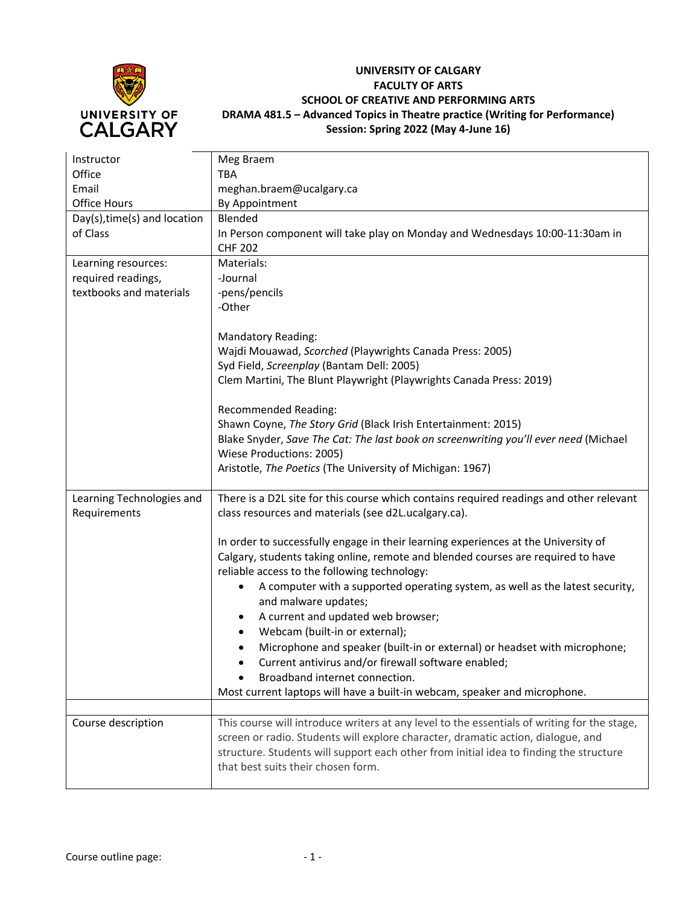**UNIVERSITY OF CALGARY**
**FACULTY OF ARTS**
**SCHOOL OF CREATIVE AND PERFORMING ARTS**
**DRAMA 481.5 – Advanced Topics in Theatre practice (Writing for Performance)**
**Session: Spring 2022 (May 4-June 16)**

| | |
|---|---|
| Instructor<br>Office<br>Email<br>Office Hours | Meg Braem<br>TBA<br>meghan.braem@ucalgary.ca<br>By Appointment |
| Day(s),time(s) and location of Class | Blended<br>In Person component will take play on Monday and Wednesdays 10:00-11:30am in CHF 202 |
| Learning resources: required readings, textbooks and materials | Materials:<br>-Journal<br>-pens/pencils<br>-Other<br><br>Mandatory Reading:<br>Wajdi Mouawad, *Scorched* (Playwrights Canada Press: 2005)<br>Syd Field, *Screenplay* (Bantam Dell: 2005)<br>Clem Martini, The Blunt Playwright (Playwrights Canada Press: 2019)<br><br>Recommended Reading:<br>Shawn Coyne, *The Story Grid* (Black Irish Entertainment: 2015)<br>Blake Snyder, *Save The Cat: The last book on screenwriting you'll ever need* (Michael Wiese Productions: 2005)<br>Aristotle, *The Poetics* (The University of Michigan: 1967) |
| Learning Technologies and Requirements | There is a D2L site for this course which contains required readings and other relevant class resources and materials (see d2L.ucalgary.ca).<br><br>In order to successfully engage in their learning experiences at the University of Calgary, students taking online, remote and blended courses are required to have reliable access to the following technology:<br>• A computer with a supported operating system, as well as the latest security, and malware updates;<br>• A current and updated web browser;<br>• Webcam (built-in or external);<br>• Microphone and speaker (built-in or external) or headset with microphone;<br>• Current antivirus and/or firewall software enabled;<br>• Broadband internet connection.<br>Most current laptops will have a built-in webcam, speaker and microphone. |
| | |
| Course description | This course will introduce writers at any level to the essentials of writing for the stage, screen or radio. Students will explore character, dramatic action, dialogue, and structure. Students will support each other from initial idea to finding the structure that best suits their chosen form. |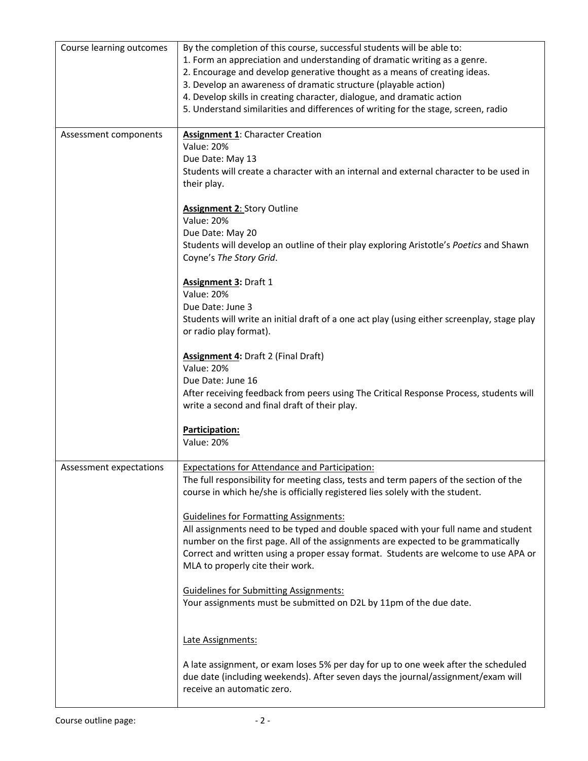| | |
|---|---|
| Course learning outcomes | By the completion of this course, successful students will be able to:<br>1. Form an appreciation and understanding of dramatic writing as a genre.<br>2. Encourage and develop generative thought as a means of creating ideas.<br>3. Develop an awareness of dramatic structure (playable action)<br>4. Develop skills in creating character, dialogue, and dramatic action<br>5. Understand similarities and differences of writing for the stage, screen, radio |
| Assessment components | **Assignment 1**: Character Creation<br>Value: 20%<br>Due Date: May 13<br>Students will create a character with an internal and external character to be used in their play.<br><br>**Assignment 2**: Story Outline<br>Value: 20%<br>Due Date: May 20<br>Students will develop an outline of their play exploring Aristotle's *Poetics* and Shawn Coyne's *The Story Grid*.<br><br>**Assignment 3:** Draft 1<br>Value: 20%<br>Due Date: June 3<br>Students will write an initial draft of a one act play (using either screenplay, stage play or radio play format).<br><br>**Assignment 4:** Draft 2 (Final Draft)<br>Value: 20%<br>Due Date: June 16<br>After receiving feedback from peers using The Critical Response Process, students will write a second and final draft of their play.<br><br>**Participation:**<br>Value: 20% |
| Assessment expectations | Expectations for Attendance and Participation:<br>The full responsibility for meeting class, tests and term papers of the section of the course in which he/she is officially registered lies solely with the student.<br><br>Guidelines for Formatting Assignments:<br>All assignments need to be typed and double spaced with your full name and student number on the first page. All of the assignments are expected to be grammatically Correct and written using a proper essay format. Students are welcome to use APA or MLA to properly cite their work.<br><br>Guidelines for Submitting Assignments:<br>Your assignments must be submitted on D2L by 11pm of the due date.<br><br>Late Assignments:<br><br>A late assignment, or exam loses 5% per day for up to one week after the scheduled due date (including weekends). After seven days the journal/assignment/exam will receive an automatic zero. |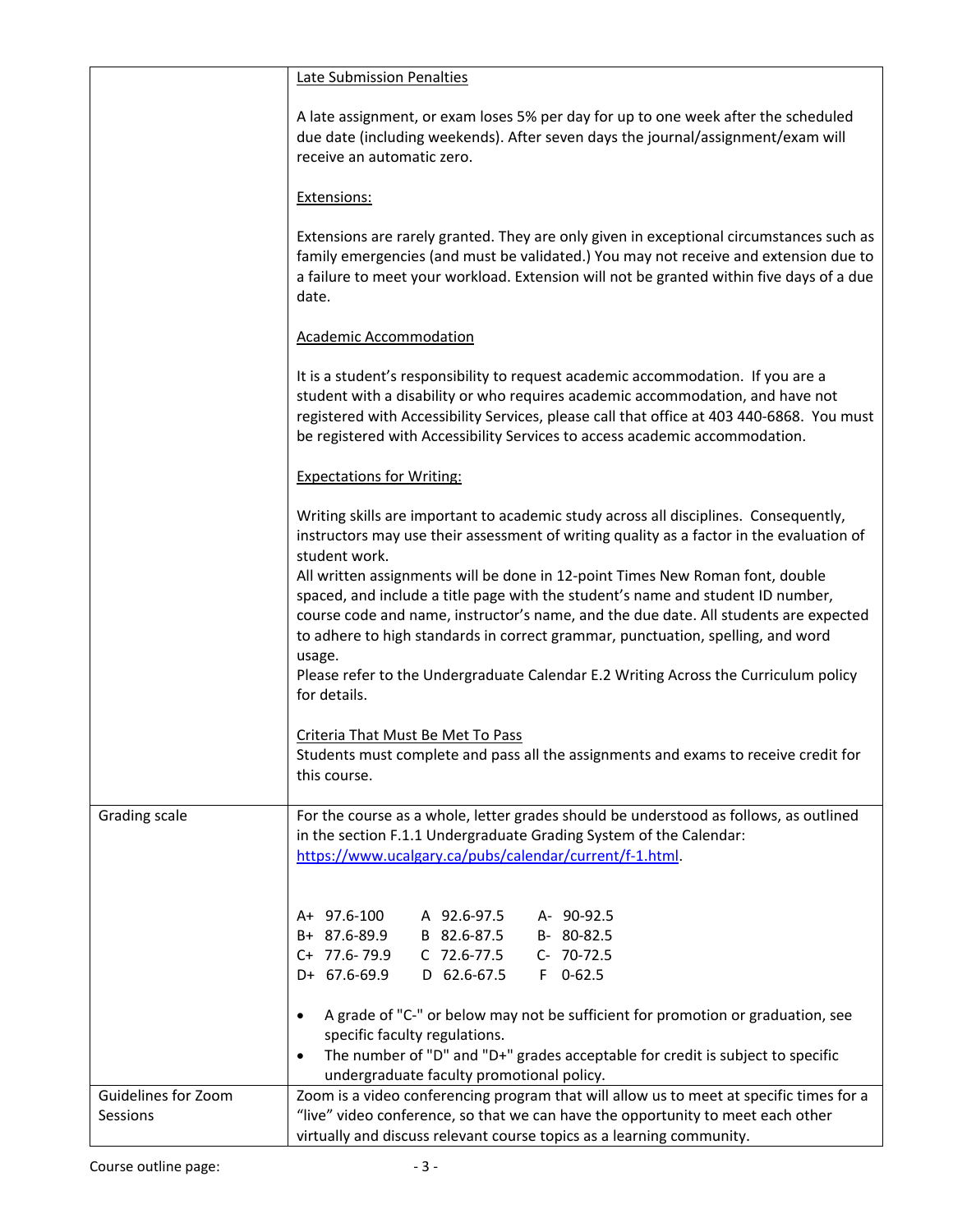| | |
|---|---|
| | <u>Late Submission Penalties</u><br><br>A late assignment, or exam loses 5% per day for up to one week after the scheduled due date (including weekends). After seven days the journal/assignment/exam will receive an automatic zero.<br><br><u>Extensions:</u><br><br>Extensions are rarely granted. They are only given in exceptional circumstances such as family emergencies (and must be validated.) You may not receive and extension due to a failure to meet your workload. Extension will not be granted within five days of a due date.<br><br><u>Academic Accommodation</u><br><br>It is a student's responsibility to request academic accommodation. If you are a student with a disability or who requires academic accommodation, and have not registered with Accessibility Services, please call that office at 403 440-6868. You must be registered with Accessibility Services to access academic accommodation.<br><br><u>Expectations for Writing:</u><br><br>Writing skills are important to academic study across all disciplines. Consequently, instructors may use their assessment of writing quality as a factor in the evaluation of student work.<br>All written assignments will be done in 12-point Times New Roman font, double spaced, and include a title page with the student's name and student ID number, course code and name, instructor's name, and the due date. All students are expected to adhere to high standards in correct grammar, punctuation, spelling, and word usage.<br>Please refer to the Undergraduate Calendar E.2 Writing Across the Curriculum policy for details.<br><br><u>Criteria That Must Be Met To Pass</u><br>Students must complete and pass all the assignments and exams to receive credit for this course. |
| Grading scale | For the course as a whole, letter grades should be understood as follows, as outlined in the section F.1.1 Undergraduate Grading System of the Calendar: [https://www.ucalgary.ca/pubs/calendar/current/f-1.html](https://www.ucalgary.ca/pubs/calendar/current/f-1.html).<br><br>A+ 97.6-100 &nbsp; A 92.6-97.5 &nbsp; A- 90-92.5<br>B+ 87.6-89.9 &nbsp; B 82.6-87.5 &nbsp; B- 80-82.5<br>C+ 77.6- 79.9 &nbsp; C 72.6-77.5 &nbsp; C- 70-72.5<br>D+ 67.6-69.9 &nbsp; D 62.6-67.5 &nbsp; F 0-62.5<br><br>• A grade of "C-" or below may not be sufficient for promotion or graduation, see specific faculty regulations.<br>• The number of "D" and "D+" grades acceptable for credit is subject to specific undergraduate faculty promotional policy. |
| Guidelines for Zoom Sessions | Zoom is a video conferencing program that will allow us to meet at specific times for a "live" video conference, so that we can have the opportunity to meet each other virtually and discuss relevant course topics as a learning community. |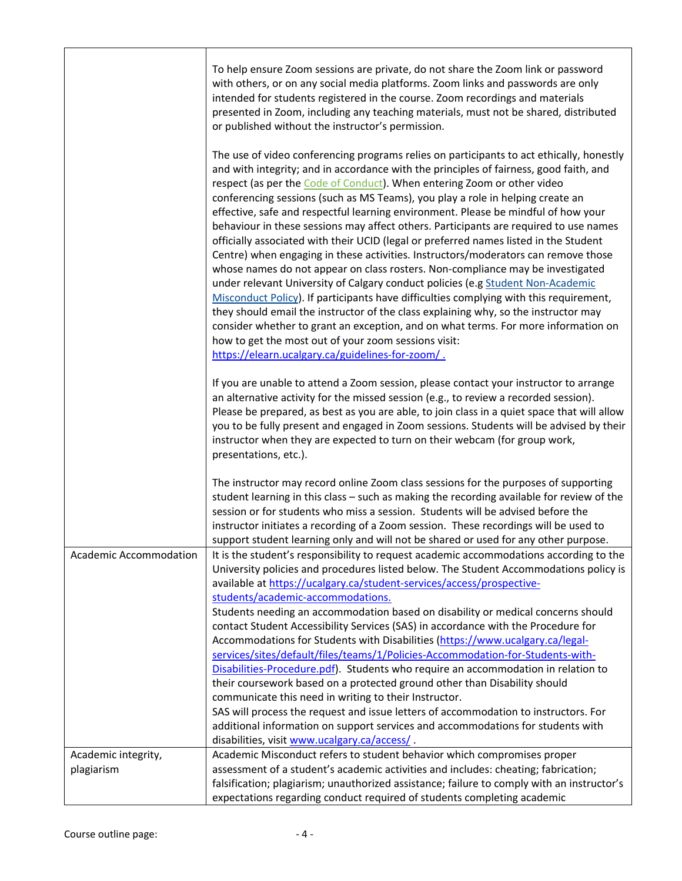| | |
|---|---|
| | To help ensure Zoom sessions are private, do not share the Zoom link or password with others, or on any social media platforms. Zoom links and passwords are only intended for students registered in the course. Zoom recordings and materials presented in Zoom, including any teaching materials, must not be shared, distributed or published without the instructor's permission.<br><br>The use of video conferencing programs relies on participants to act ethically, honestly and with integrity; and in accordance with the principles of fairness, good faith, and respect (as per the Code of Conduct). When entering Zoom or other video conferencing sessions (such as MS Teams), you play a role in helping create an effective, safe and respectful learning environment. Please be mindful of how your behaviour in these sessions may affect others. Participants are required to use names officially associated with their UCID (legal or preferred names listed in the Student Centre) when engaging in these activities. Instructors/moderators can remove those whose names do not appear on class rosters. Non-compliance may be investigated under relevant University of Calgary conduct policies (e.g Student Non-Academic Misconduct Policy). If participants have difficulties complying with this requirement, they should email the instructor of the class explaining why, so the instructor may consider whether to grant an exception, and on what terms. For more information on how to get the most out of your zoom sessions visit: https://elearn.ucalgary.ca/guidelines-for-zoom/ .<br><br>If you are unable to attend a Zoom session, please contact your instructor to arrange an alternative activity for the missed session (e.g., to review a recorded session). Please be prepared, as best as you are able, to join class in a quiet space that will allow you to be fully present and engaged in Zoom sessions. Students will be advised by their instructor when they are expected to turn on their webcam (for group work, presentations, etc.).<br><br>The instructor may record online Zoom class sessions for the purposes of supporting student learning in this class – such as making the recording available for review of the session or for students who miss a session. Students will be advised before the instructor initiates a recording of a Zoom session. These recordings will be used to support student learning only and will not be shared or used for any other purpose. |
| Academic Accommodation | It is the student's responsibility to request academic accommodations according to the University policies and procedures listed below. The Student Accommodations policy is available at https://ucalgary.ca/student-services/access/prospective-students/academic-accommodations.<br>Students needing an accommodation based on disability or medical concerns should contact Student Accessibility Services (SAS) in accordance with the Procedure for Accommodations for Students with Disabilities (https://www.ucalgary.ca/legal-services/sites/default/files/teams/1/Policies-Accommodation-for-Students-with-Disabilities-Procedure.pdf). Students who require an accommodation in relation to their coursework based on a protected ground other than Disability should communicate this need in writing to their Instructor.<br>SAS will process the request and issue letters of accommodation to instructors. For additional information on support services and accommodations for students with disabilities, visit www.ucalgary.ca/access/ . |
| Academic integrity, plagiarism | Academic Misconduct refers to student behavior which compromises proper assessment of a student's academic activities and includes: cheating; fabrication; falsification; plagiarism; unauthorized assistance; failure to comply with an instructor's expectations regarding conduct required of students completing academic |

Course outline page: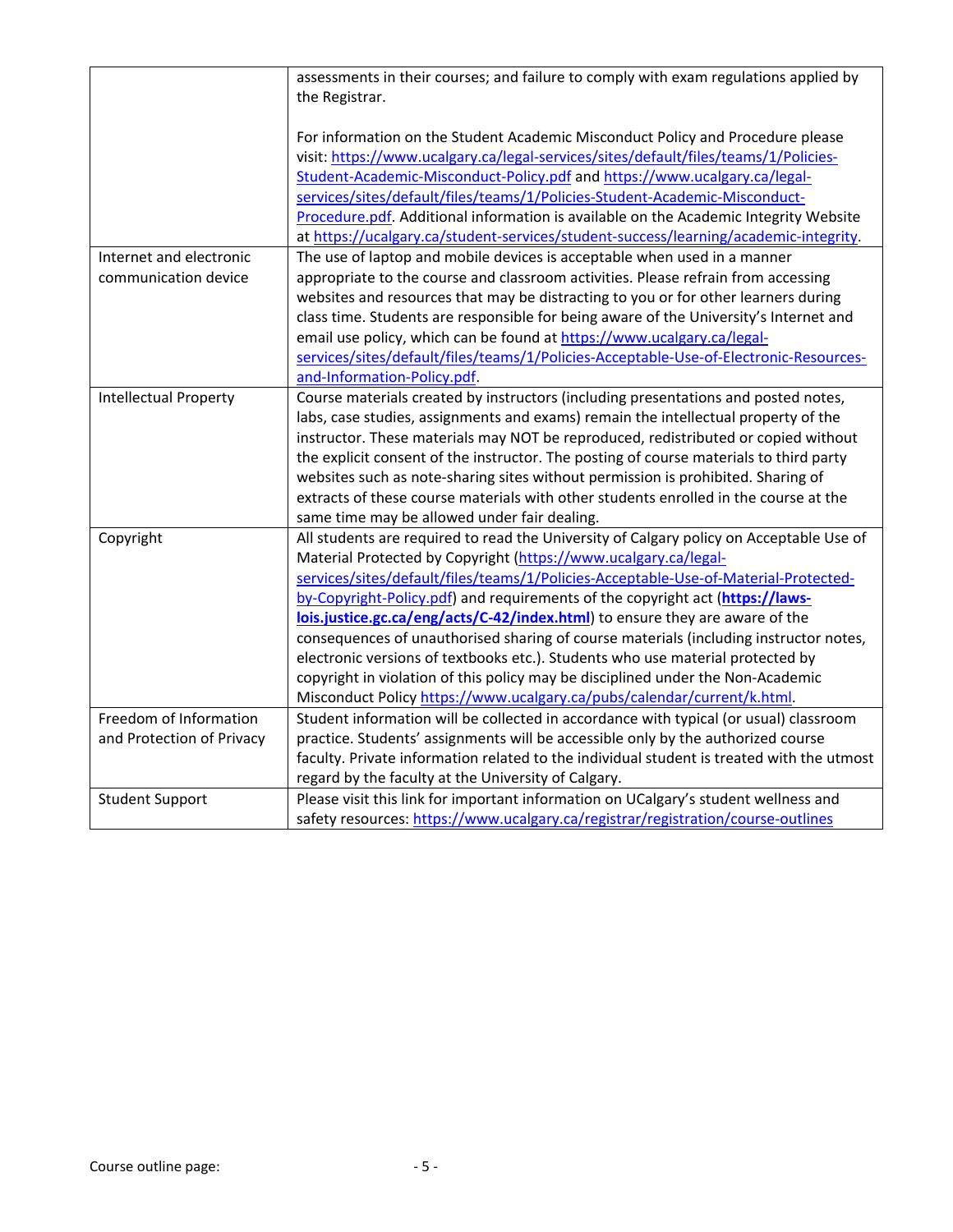| | |
|---|---|
| | assessments in their courses; and failure to comply with exam regulations applied by the Registrar.<br><br>For information on the Student Academic Misconduct Policy and Procedure please visit: https://www.ucalgary.ca/legal-services/sites/default/files/teams/1/Policies-Student-Academic-Misconduct-Policy.pdf and https://www.ucalgary.ca/legal-services/sites/default/files/teams/1/Policies-Student-Academic-Misconduct-Procedure.pdf. Additional information is available on the Academic Integrity Website at https://ucalgary.ca/student-services/student-success/learning/academic-integrity. |
| Internet and electronic communication device | The use of laptop and mobile devices is acceptable when used in a manner appropriate to the course and classroom activities. Please refrain from accessing websites and resources that may be distracting to you or for other learners during class time. Students are responsible for being aware of the University's Internet and email use policy, which can be found at https://www.ucalgary.ca/legal-services/sites/default/files/teams/1/Policies-Acceptable-Use-of-Electronic-Resources-and-Information-Policy.pdf. |
| Intellectual Property | Course materials created by instructors (including presentations and posted notes, labs, case studies, assignments and exams) remain the intellectual property of the instructor. These materials may NOT be reproduced, redistributed or copied without the explicit consent of the instructor. The posting of course materials to third party websites such as note-sharing sites without permission is prohibited. Sharing of extracts of these course materials with other students enrolled in the course at the same time may be allowed under fair dealing. |
| Copyright | All students are required to read the University of Calgary policy on Acceptable Use of Material Protected by Copyright (https://www.ucalgary.ca/legal-services/sites/default/files/teams/1/Policies-Acceptable-Use-of-Material-Protected-by-Copyright-Policy.pdf) and requirements of the copyright act (**https://laws-lois.justice.gc.ca/eng/acts/C-42/index.html**) to ensure they are aware of the consequences of unauthorised sharing of course materials (including instructor notes, electronic versions of textbooks etc.). Students who use material protected by copyright in violation of this policy may be disciplined under the Non-Academic Misconduct Policy https://www.ucalgary.ca/pubs/calendar/current/k.html. |
| Freedom of Information and Protection of Privacy | Student information will be collected in accordance with typical (or usual) classroom practice. Students' assignments will be accessible only by the authorized course faculty. Private information related to the individual student is treated with the utmost regard by the faculty at the University of Calgary. |
| Student Support | Please visit this link for important information on UCalgary's student wellness and safety resources: https://www.ucalgary.ca/registrar/registration/course-outlines |